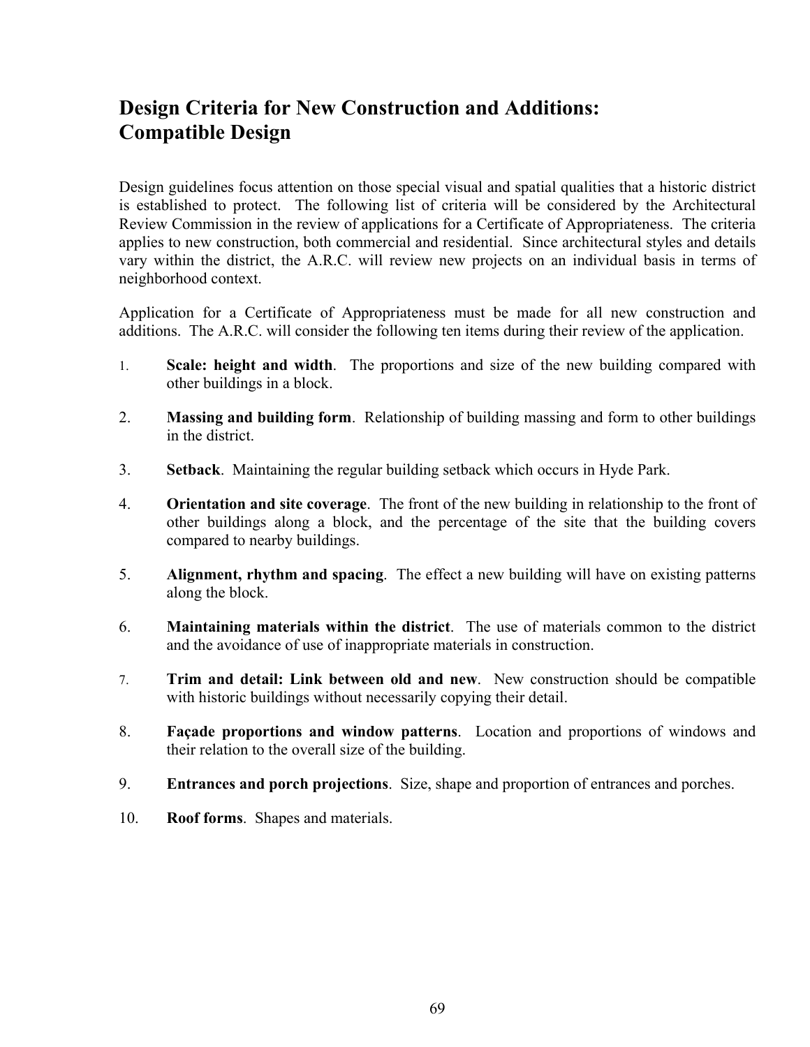# Design Criteria for New Construction and Additions: Compatible Design

Design guidelines focus attention on those special visual and spatial qualities that a historic district is established to protect. The following list of criteria will be considered by the Architectural Review Commission in the review of applications for a Certificate of Appropriateness. The criteria applies to new construction, both commercial and residential. Since architectural styles and details vary within the district, the A.R.C. will review new projects on an individual basis in terms of neighborhood context.

Application for a Certificate of Appropriateness must be made for all new construction and additions. The A.R.C. will consider the following ten items during their review of the application.

1. **Scale: height and width**. The proportions and size of the new building compared with other buildings in a block.

2. **Massing and building form**. Relationship of building massing and form to other buildings in the district.

3. **Setback**. Maintaining the regular building setback which occurs in Hyde Park.

4. **Orientation and site coverage**. The front of the new building in relationship to the front of other buildings along a block, and the percentage of the site that the building covers compared to nearby buildings.

5. **Alignment, rhythm and spacing**. The effect a new building will have on existing patterns along the block.

6. **Maintaining materials within the district**. The use of materials common to the district and the avoidance of use of inappropriate materials in construction.

7. **Trim and detail: Link between old and new**. New construction should be compatible with historic buildings without necessarily copying their detail.

8. **Façade proportions and window patterns**. Location and proportions of windows and their relation to the overall size of the building.

9. **Entrances and porch projections**. Size, shape and proportion of entrances and porches.

10. **Roof forms**. Shapes and materials.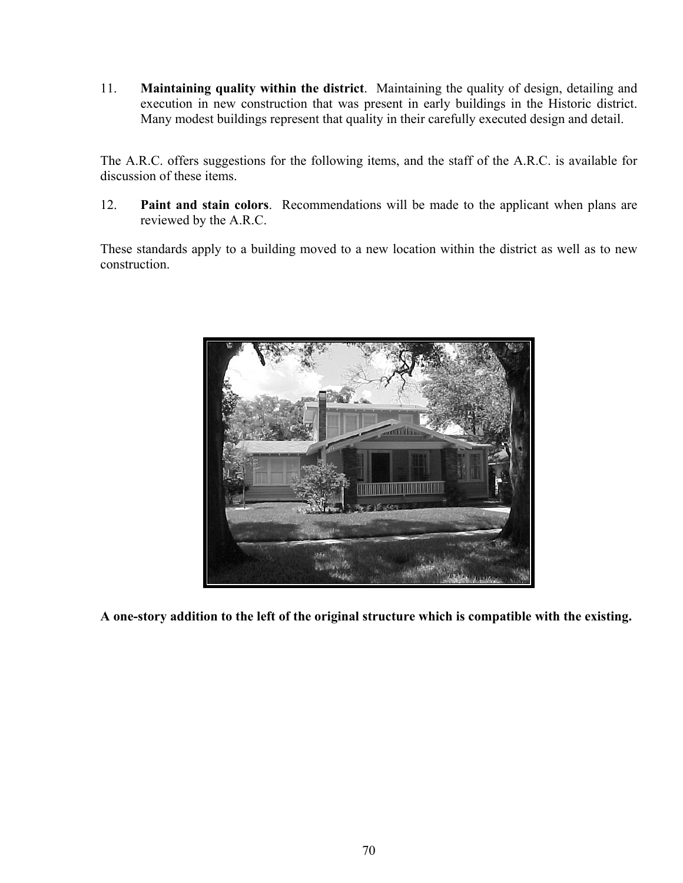11. **Maintaining quality within the district**. Maintaining the quality of design, detailing and execution in new construction that was present in early buildings in the Historic district. Many modest buildings represent that quality in their carefully executed design and detail.

The A.R.C. offers suggestions for the following items, and the staff of the A.R.C. is available for discussion of these items.

12. **Paint and stain colors**. Recommendations will be made to the applicant when plans are reviewed by the A.R.C.

These standards apply to a building moved to a new location within the district as well as to new construction.

**A one-story addition to the left of the original structure which is compatible with the existing.**